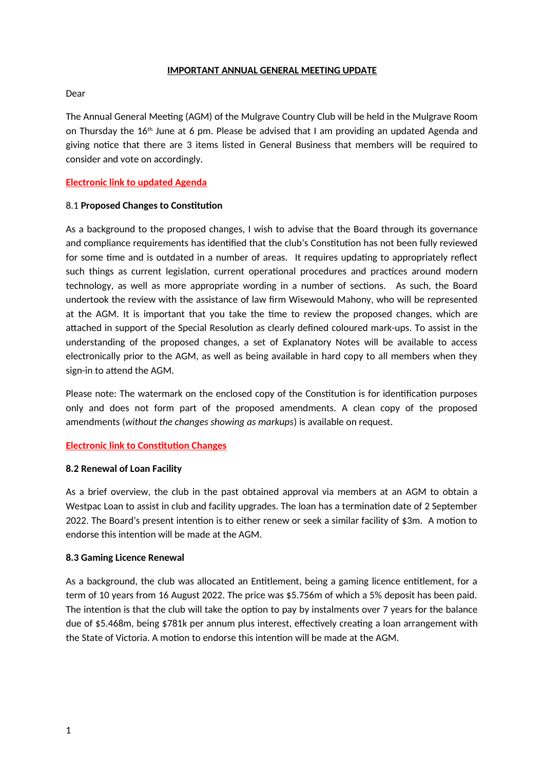**IMPORTANT ANNUAL GENERAL MEETING UPDATE**

Dear

The Annual General Meeting (AGM) of the Mulgrave Country Club will be held in the Mulgrave Room on Thursday the 16th June at 6 pm. Please be advised that I am providing an updated Agenda and giving notice that there are 3 items listed in General Business that members will be required to consider and vote on accordingly.

**Electronic link to updated Agenda**

8.1 **Proposed Changes to Constitution**

As a background to the proposed changes, I wish to advise that the Board through its governance and compliance requirements has identified that the club's Constitution has not been fully reviewed for some time and is outdated in a number of areas. It requires updating to appropriately reflect such things as current legislation, current operational procedures and practices around modern technology, as well as more appropriate wording in a number of sections. As such, the Board undertook the review with the assistance of law firm Wisewould Mahony, who will be represented at the AGM. It is important that you take the time to review the proposed changes, which are attached in support of the Special Resolution as clearly defined coloured mark-ups. To assist in the understanding of the proposed changes, a set of Explanatory Notes will be available to access electronically prior to the AGM, as well as being available in hard copy to all members when they sign-in to attend the AGM.

Please note: The watermark on the enclosed copy of the Constitution is for identification purposes only and does not form part of the proposed amendments. A clean copy of the proposed amendments (*without the changes showing as markups*) is available on request.

**Electronic link to Constitution Changes**

**8.2 Renewal of Loan Facility**

As a brief overview, the club in the past obtained approval via members at an AGM to obtain a Westpac Loan to assist in club and facility upgrades. The loan has a termination date of 2 September 2022. The Board's present intention is to either renew or seek a similar facility of $3m. A motion to endorse this intention will be made at the AGM.

**8.3 Gaming Licence Renewal**

As a background, the club was allocated an Entitlement, being a gaming licence entitlement, for a term of 10 years from 16 August 2022. The price was $5.756m of which a 5% deposit has been paid. The intention is that the club will take the option to pay by instalments over 7 years for the balance due of $5.468m, being $781k per annum plus interest, effectively creating a loan arrangement with the State of Victoria. A motion to endorse this intention will be made at the AGM.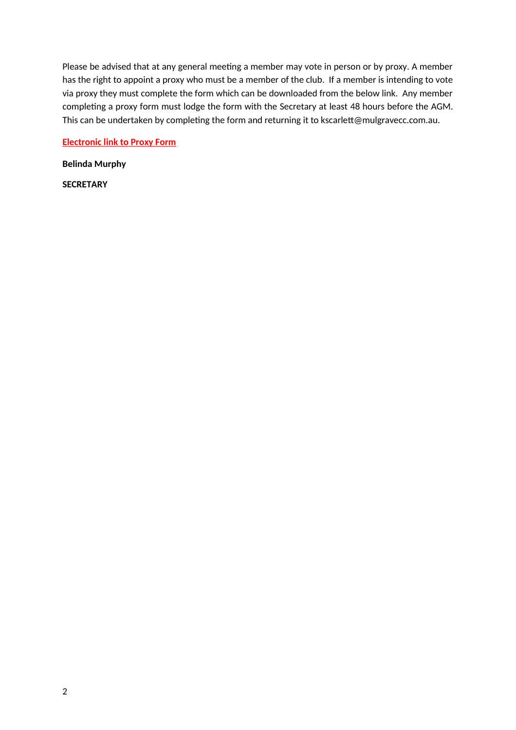Please be advised that at any general meeting a member may vote in person or by proxy. A member has the right to appoint a proxy who must be a member of the club. If a member is intending to vote via proxy they must complete the form which can be downloaded from the below link. Any member completing a proxy form must lodge the form with the Secretary at least 48 hours before the AGM. This can be undertaken by completing the form and returning it to kscarlett@mulgravecc.com.au.

**Electronic link to Proxy Form**

**Belinda Murphy**

**SECRETARY**